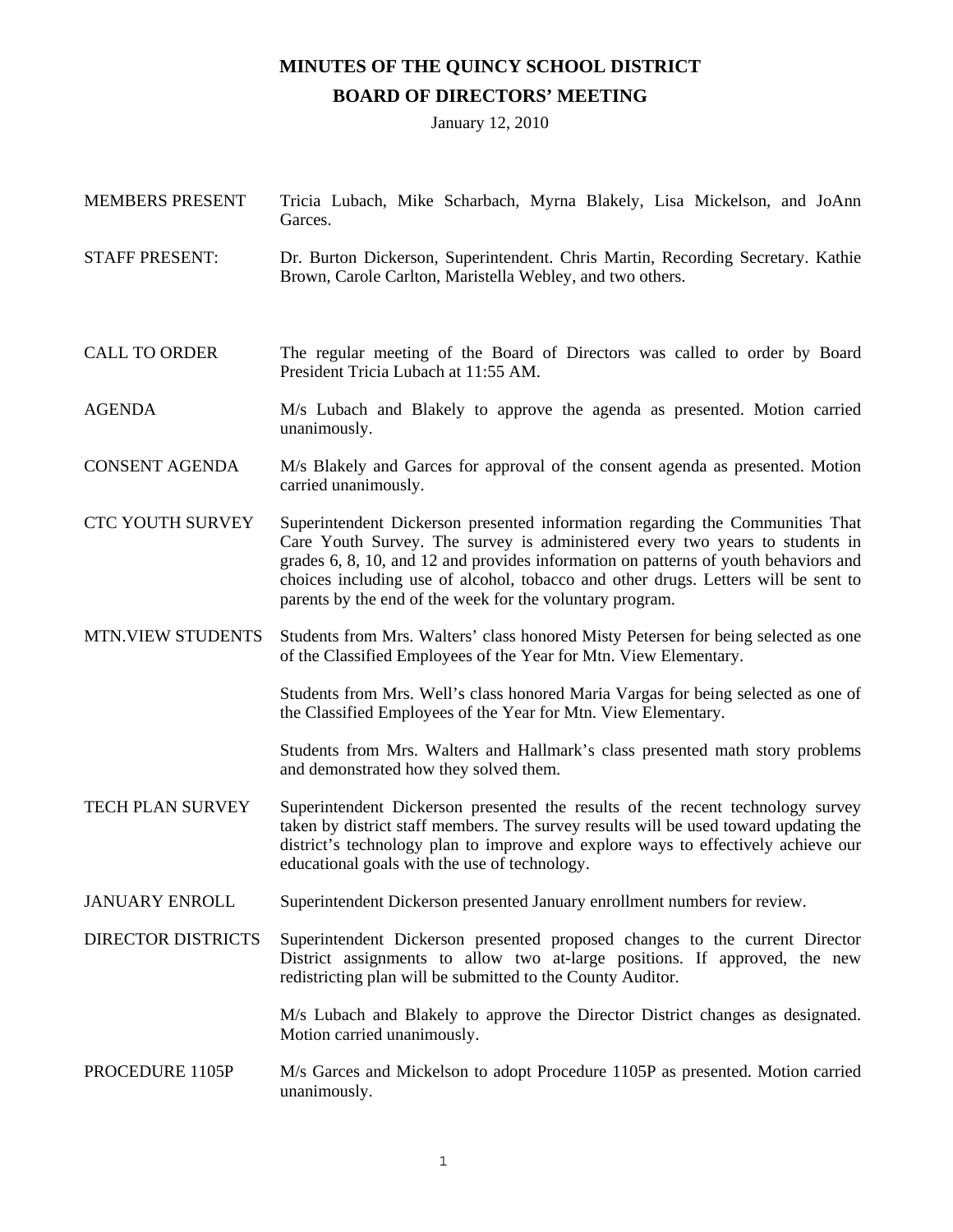# MINUTES OF THE QUINCY SCHOOL DISTRICT
## BOARD OF DIRECTORS' MEETING

January 12, 2010

**MEMBERS PRESENT** Tricia Lubach, Mike Scharbach, Myrna Blakely, Lisa Mickelson, and JoAnn Garces.

**STAFF PRESENT:** Dr. Burton Dickerson, Superintendent. Chris Martin, Recording Secretary. Kathie Brown, Carole Carlton, Maristella Webley, and two others.

**CALL TO ORDER** The regular meeting of the Board of Directors was called to order by Board President Tricia Lubach at 11:55 AM.

**AGENDA** M/s Lubach and Blakely to approve the agenda as presented. Motion carried unanimously.

**CONSENT AGENDA** M/s Blakely and Garces for approval of the consent agenda as presented. Motion carried unanimously.

**CTC YOUTH SURVEY** Superintendent Dickerson presented information regarding the Communities That Care Youth Survey. The survey is administered every two years to students in grades 6, 8, 10, and 12 and provides information on patterns of youth behaviors and choices including use of alcohol, tobacco and other drugs. Letters will be sent to parents by the end of the week for the voluntary program.

**MTN.VIEW STUDENTS** Students from Mrs. Walters' class honored Misty Petersen for being selected as one of the Classified Employees of the Year for Mtn. View Elementary.

Students from Mrs. Well's class honored Maria Vargas for being selected as one of the Classified Employees of the Year for Mtn. View Elementary.

Students from Mrs. Walters and Hallmark's class presented math story problems and demonstrated how they solved them.

**TECH PLAN SURVEY** Superintendent Dickerson presented the results of the recent technology survey taken by district staff members. The survey results will be used toward updating the district's technology plan to improve and explore ways to effectively achieve our educational goals with the use of technology.

**JANUARY ENROLL** Superintendent Dickerson presented January enrollment numbers for review.

**DIRECTOR DISTRICTS** Superintendent Dickerson presented proposed changes to the current Director District assignments to allow two at-large positions. If approved, the new redistricting plan will be submitted to the County Auditor.

M/s Lubach and Blakely to approve the Director District changes as designated. Motion carried unanimously.

**PROCEDURE 1105P** M/s Garces and Mickelson to adopt Procedure 1105P as presented. Motion carried unanimously.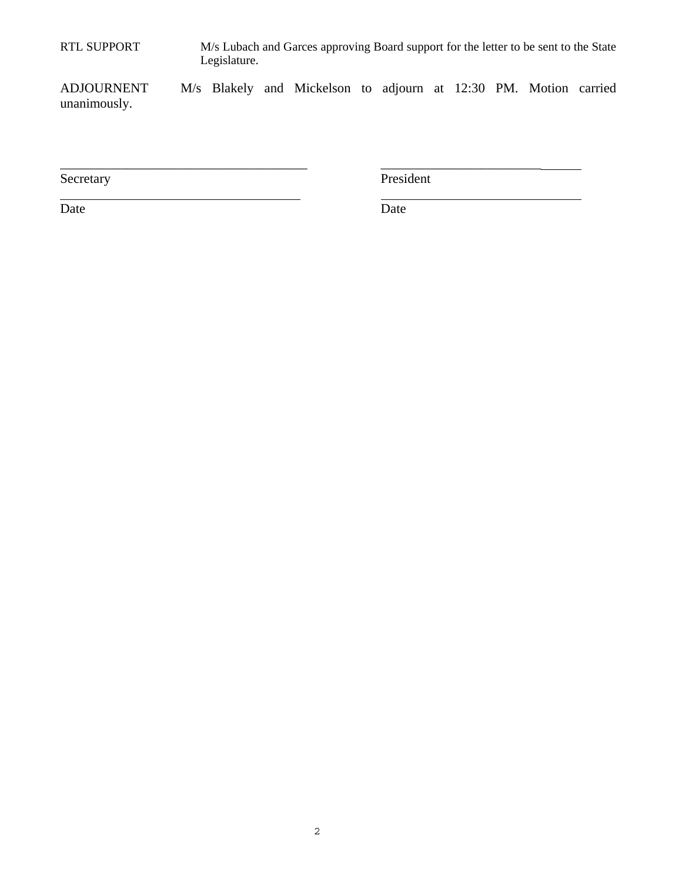RTL SUPPORT M/s Lubach and Garces approving Board support for the letter to be sent to the State Legislature.

ADJOURNENT M/s Blakely and Mickelson to adjourn at 12:30 PM. Motion carried unanimously.

| | |
|---|---|
| ______________________________________ | ______________________________________ |
| Secretary | President |
| ______________________________________ | ______________________________________ |
| Date | Date |